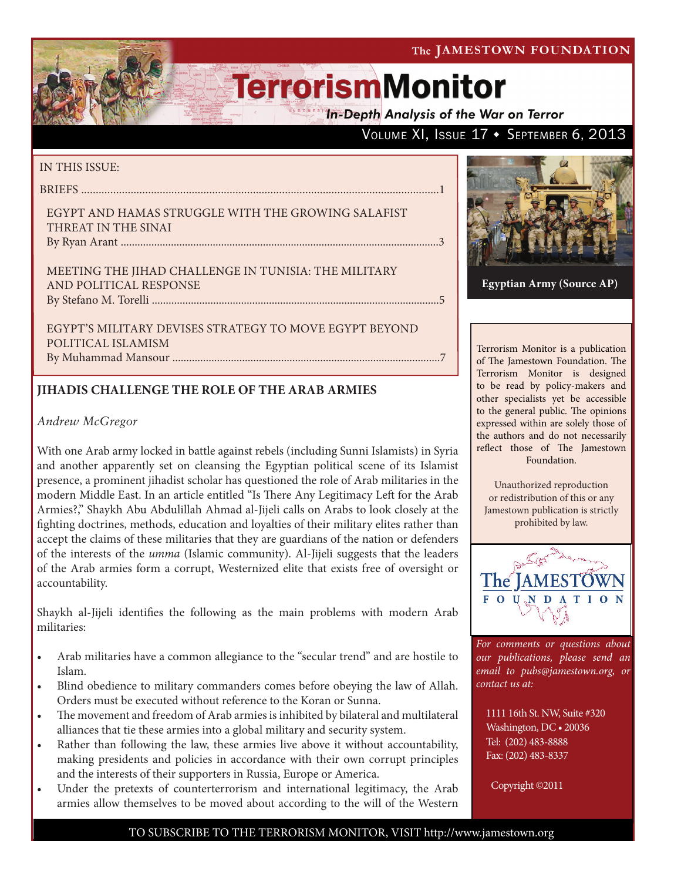# TerrorismMonitor

*In-Depth Analysis of the War on Terror*

IN THIS ISSUE:

BRIEFS ..........1

EGYPT AND HAMAS STRUGGLE WITH THE GROWING SALAFIST THREAT IN THE SINAI
By Ryan Arant ..........3

MEETING THE JIHAD CHALLENGE IN TUNISIA: THE MILITARY AND POLITICAL RESPONSE
By Stefano M. Torelli ..........5

EGYPT'S MILITARY DEVISES STRATEGY TO MOVE EGYPT BEYOND POLITICAL ISLAMISM
By Muhammad Mansour ..........7

**Egyptian Army (Source AP)**

Terrorism Monitor is a publication of The Jamestown Foundation. The Terrorism Monitor is designed to be read by policy-makers and other specialists yet be accessible to the general public. The opinions expressed within are solely those of the authors and do not necessarily reflect those of The Jamestown Foundation.

Unauthorized reproduction or redistribution of this or any Jamestown publication is strictly prohibited by law.

*For comments or questions about our publications, please send an email to pubs@jamestown.org, or contact us at:*

1111 16th St. NW, Suite #320
Washington, DC • 20036
Tel: (202) 483-8888
Fax: (202) 483-8337

Copyright ©2011

## JIHADIS CHALLENGE THE ROLE OF THE ARAB ARMIES

*Andrew McGregor*

With one Arab army locked in battle against rebels (including Sunni Islamists) in Syria and another apparently set on cleansing the Egyptian political scene of its Islamist presence, a prominent jihadist scholar has questioned the role of Arab militaries in the modern Middle East. In an article entitled "Is There Any Legitimacy Left for the Arab Armies?," Shaykh Abu Abdulillah Ahmad al-Jijeli calls on Arabs to look closely at the fighting doctrines, methods, education and loyalties of their military elites rather than accept the claims of these militaries that they are guardians of the nation or defenders of the interests of the *umma* (Islamic community). Al-Jijeli suggests that the leaders of the Arab armies form a corrupt, Westernized elite that exists free of oversight or accountability.

Shaykh al-Jijeli identifies the following as the main problems with modern Arab militaries:

- Arab militaries have a common allegiance to the "secular trend" and are hostile to Islam.
- Blind obedience to military commanders comes before obeying the law of Allah. Orders must be executed without reference to the Koran or Sunna.
- The movement and freedom of Arab armies is inhibited by bilateral and multilateral alliances that tie these armies into a global military and security system.
- Rather than following the law, these armies live above it without accountability, making presidents and policies in accordance with their own corrupt principles and the interests of their supporters in Russia, Europe or America.
- Under the pretexts of counterterrorism and international legitimacy, the Arab armies allow themselves to be moved about according to the will of the Western

TO SUBSCRIBE TO THE TERRORISM MONITOR, VISIT http://www.jamestown.org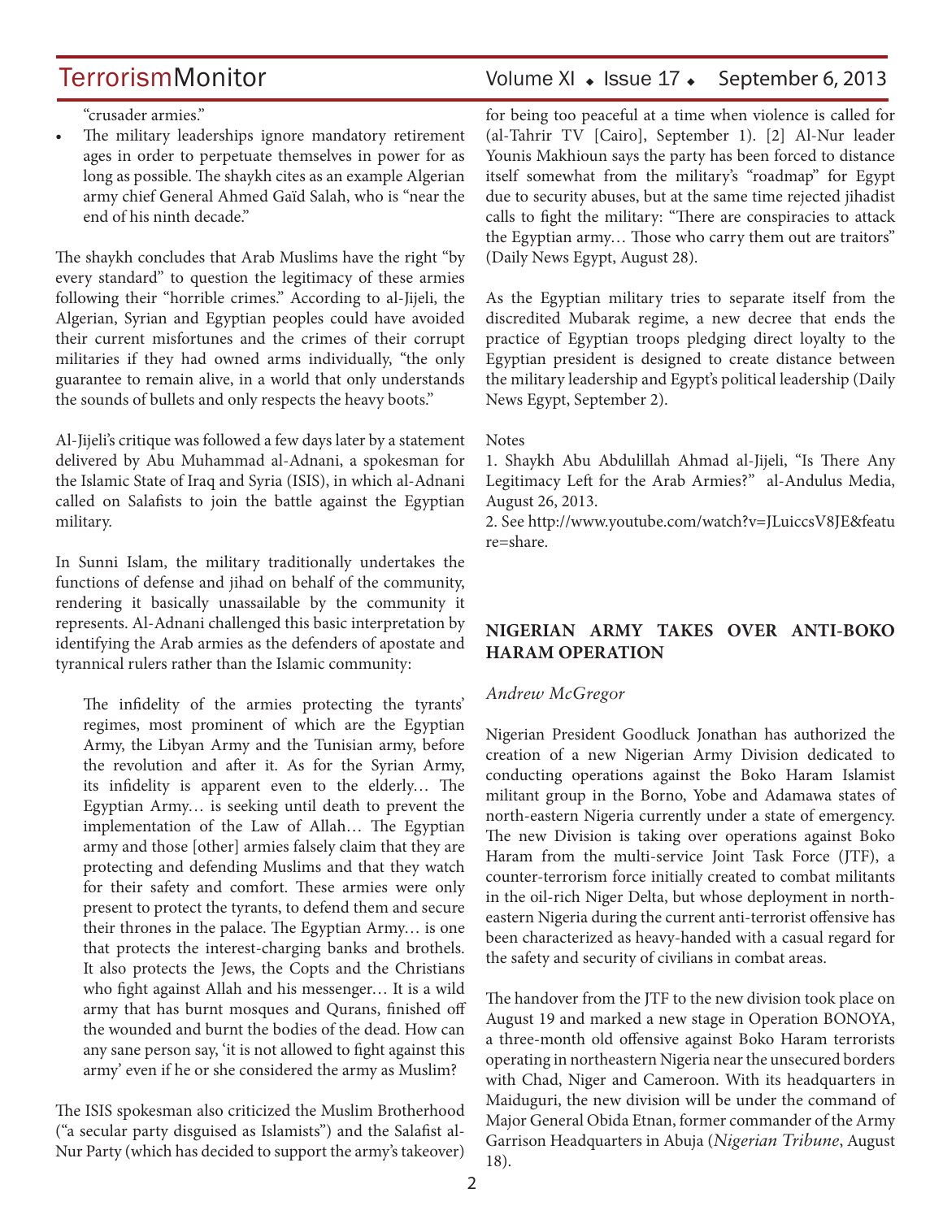"crusader armies."

- The military leaderships ignore mandatory retirement ages in order to perpetuate themselves in power for as long as possible. The shaykh cites as an example Algerian army chief General Ahmed Gaïd Salah, who is "near the end of his ninth decade."

The shaykh concludes that Arab Muslims have the right "by every standard" to question the legitimacy of these armies following their "horrible crimes." According to al-Jijeli, the Algerian, Syrian and Egyptian peoples could have avoided their current misfortunes and the crimes of their corrupt militaries if they had owned arms individually, "the only guarantee to remain alive, in a world that only understands the sounds of bullets and only respects the heavy boots."

Al-Jijeli's critique was followed a few days later by a statement delivered by Abu Muhammad al-Adnani, a spokesman for the Islamic State of Iraq and Syria (ISIS), in which al-Adnani called on Salafists to join the battle against the Egyptian military.

In Sunni Islam, the military traditionally undertakes the functions of defense and jihad on behalf of the community, rendering it basically unassailable by the community it represents. Al-Adnani challenged this basic interpretation by identifying the Arab armies as the defenders of apostate and tyrannical rulers rather than the Islamic community:

> The infidelity of the armies protecting the tyrants' regimes, most prominent of which are the Egyptian Army, the Libyan Army and the Tunisian army, before the revolution and after it. As for the Syrian Army, its infidelity is apparent even to the elderly… The Egyptian Army… is seeking until death to prevent the implementation of the Law of Allah… The Egyptian army and those [other] armies falsely claim that they are protecting and defending Muslims and that they watch for their safety and comfort. These armies were only present to protect the tyrants, to defend them and secure their thrones in the palace. The Egyptian Army… is one that protects the interest-charging banks and brothels. It also protects the Jews, the Copts and the Christians who fight against Allah and his messenger… It is a wild army that has burnt mosques and Qurans, finished off the wounded and burnt the bodies of the dead. How can any sane person say, 'it is not allowed to fight against this army' even if he or she considered the army as Muslim?

The ISIS spokesman also criticized the Muslim Brotherhood ("a secular party disguised as Islamists") and the Salafist al-Nur Party (which has decided to support the army's takeover) for being too peaceful at a time when violence is called for (al-Tahrir TV [Cairo], September 1). [2] Al-Nur leader Younis Makhioun says the party has been forced to distance itself somewhat from the military's "roadmap" for Egypt due to security abuses, but at the same time rejected jihadist calls to fight the military: "There are conspiracies to attack the Egyptian army… Those who carry them out are traitors" (Daily News Egypt, August 28).

As the Egyptian military tries to separate itself from the discredited Mubarak regime, a new decree that ends the practice of Egyptian troops pledging direct loyalty to the Egyptian president is designed to create distance between the military leadership and Egypt's political leadership (Daily News Egypt, September 2).

Notes

1. Shaykh Abu Abdulillah Ahmad al-Jijeli, "Is There Any Legitimacy Left for the Arab Armies?" al-Andulus Media, August 26, 2013.
2. See http://www.youtube.com/watch?v=JLuiccsV8JE&feature=share.

## NIGERIAN ARMY TAKES OVER ANTI-BOKO HARAM OPERATION

*Andrew McGregor*

Nigerian President Goodluck Jonathan has authorized the creation of a new Nigerian Army Division dedicated to conducting operations against the Boko Haram Islamist militant group in the Borno, Yobe and Adamawa states of north-eastern Nigeria currently under a state of emergency. The new Division is taking over operations against Boko Haram from the multi-service Joint Task Force (JTF), a counter-terrorism force initially created to combat militants in the oil-rich Niger Delta, but whose deployment in north-eastern Nigeria during the current anti-terrorist offensive has been characterized as heavy-handed with a casual regard for the safety and security of civilians in combat areas.

The handover from the JTF to the new division took place on August 19 and marked a new stage in Operation BONOYA, a three-month old offensive against Boko Haram terrorists operating in northeastern Nigeria near the unsecured borders with Chad, Niger and Cameroon. With its headquarters in Maiduguri, the new division will be under the command of Major General Obida Etnan, former commander of the Army Garrison Headquarters in Abuja (*Nigerian Tribune*, August 18).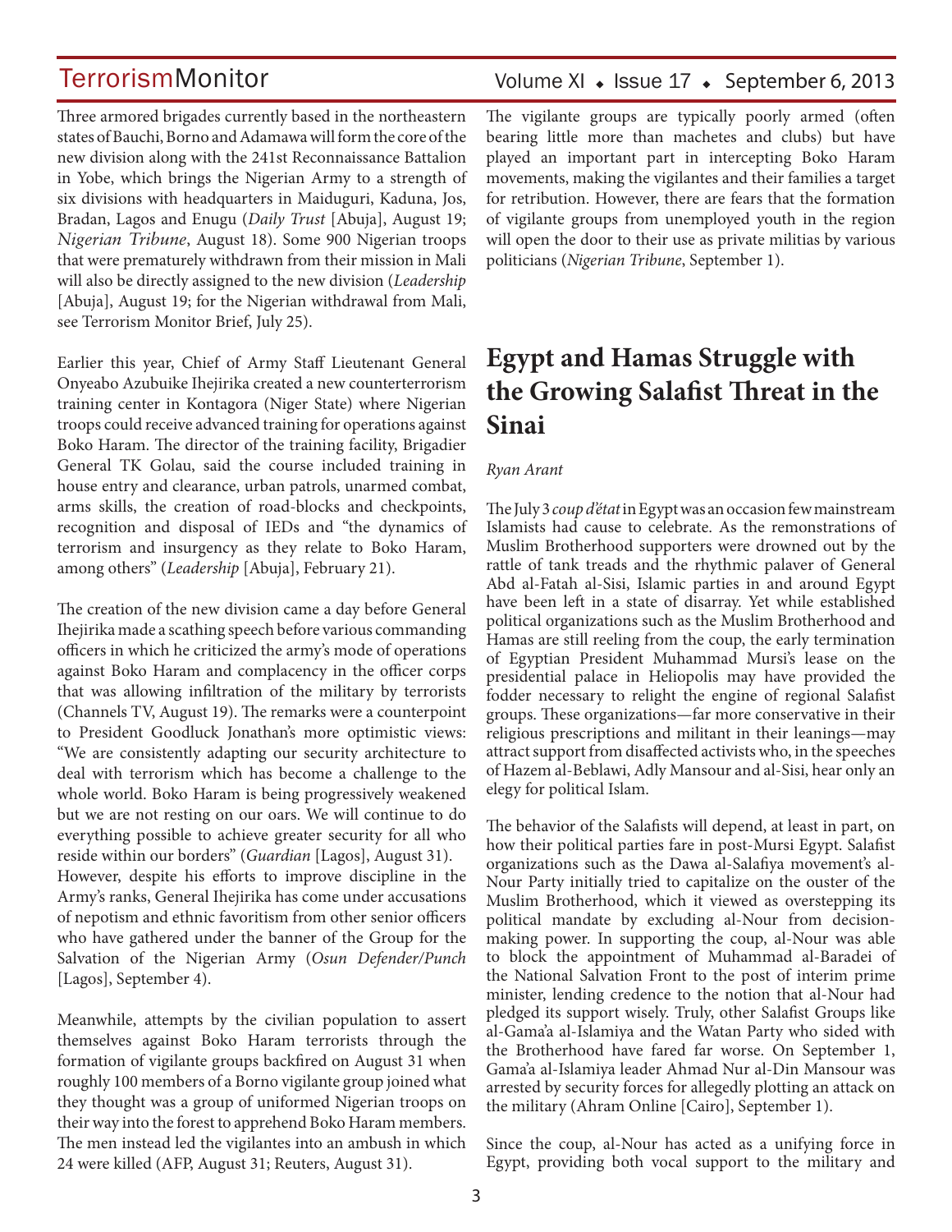Three armored brigades currently based in the northeastern states of Bauchi, Borno and Adamawa will form the core of the new division along with the 241st Reconnaissance Battalion in Yobe, which brings the Nigerian Army to a strength of six divisions with headquarters in Maiduguri, Kaduna, Jos, Bradan, Lagos and Enugu (*Daily Trust* [Abuja], August 19; *Nigerian Tribune*, August 18). Some 900 Nigerian troops that were prematurely withdrawn from their mission in Mali will also be directly assigned to the new division (*Leadership* [Abuja], August 19; for the Nigerian withdrawal from Mali, see Terrorism Monitor Brief, July 25).

Earlier this year, Chief of Army Staff Lieutenant General Onyeabo Azubuike Ihejirika created a new counterterrorism training center in Kontagora (Niger State) where Nigerian troops could receive advanced training for operations against Boko Haram. The director of the training facility, Brigadier General TK Golau, said the course included training in house entry and clearance, urban patrols, unarmed combat, arms skills, the creation of road-blocks and checkpoints, recognition and disposal of IEDs and "the dynamics of terrorism and insurgency as they relate to Boko Haram, among others" (*Leadership* [Abuja], February 21).

The creation of the new division came a day before General Ihejirika made a scathing speech before various commanding officers in which he criticized the army's mode of operations against Boko Haram and complacency in the officer corps that was allowing infiltration of the military by terrorists (Channels TV, August 19). The remarks were a counterpoint to President Goodluck Jonathan's more optimistic views: "We are consistently adapting our security architecture to deal with terrorism which has become a challenge to the whole world. Boko Haram is being progressively weakened but we are not resting on our oars. We will continue to do everything possible to achieve greater security for all who reside within our borders" (*Guardian* [Lagos], August 31). However, despite his efforts to improve discipline in the Army's ranks, General Ihejirika has come under accusations of nepotism and ethnic favoritism from other senior officers who have gathered under the banner of the Group for the Salvation of the Nigerian Army (*Osun Defender/Punch* [Lagos], September 4).

Meanwhile, attempts by the civilian population to assert themselves against Boko Haram terrorists through the formation of vigilante groups backfired on August 31 when roughly 100 members of a Borno vigilante group joined what they thought was a group of uniformed Nigerian troops on their way into the forest to apprehend Boko Haram members. The men instead led the vigilantes into an ambush in which 24 were killed (AFP, August 31; Reuters, August 31).

The vigilante groups are typically poorly armed (often bearing little more than machetes and clubs) but have played an important part in intercepting Boko Haram movements, making the vigilantes and their families a target for retribution. However, there are fears that the formation of vigilante groups from unemployed youth in the region will open the door to their use as private militias by various politicians (*Nigerian Tribune*, September 1).

# Egypt and Hamas Struggle with the Growing Salafist Threat in the Sinai

*Ryan Arant*

The July 3 *coup d'état* in Egypt was an occasion few mainstream Islamists had cause to celebrate. As the remonstrations of Muslim Brotherhood supporters were drowned out by the rattle of tank treads and the rhythmic palaver of General Abd al-Fatah al-Sisi, Islamic parties in and around Egypt have been left in a state of disarray. Yet while established political organizations such as the Muslim Brotherhood and Hamas are still reeling from the coup, the early termination of Egyptian President Muhammad Mursi's lease on the presidential palace in Heliopolis may have provided the fodder necessary to relight the engine of regional Salafist groups. These organizations—far more conservative in their religious prescriptions and militant in their leanings—may attract support from disaffected activists who, in the speeches of Hazem al-Beblawi, Adly Mansour and al-Sisi, hear only an elegy for political Islam.

The behavior of the Salafists will depend, at least in part, on how their political parties fare in post-Mursi Egypt. Salafist organizations such as the Dawa al-Salafiya movement's al-Nour Party initially tried to capitalize on the ouster of the Muslim Brotherhood, which it viewed as overstepping its political mandate by excluding al-Nour from decision-making power. In supporting the coup, al-Nour was able to block the appointment of Muhammad al-Baradei of the National Salvation Front to the post of interim prime minister, lending credence to the notion that al-Nour had pledged its support wisely. Truly, other Salafist Groups like al-Gama'a al-Islamiya and the Watan Party who sided with the Brotherhood have fared far worse. On September 1, Gama'a al-Islamiya leader Ahmad Nur al-Din Mansour was arrested by security forces for allegedly plotting an attack on the military (Ahram Online [Cairo], September 1).

Since the coup, al-Nour has acted as a unifying force in Egypt, providing both vocal support to the military and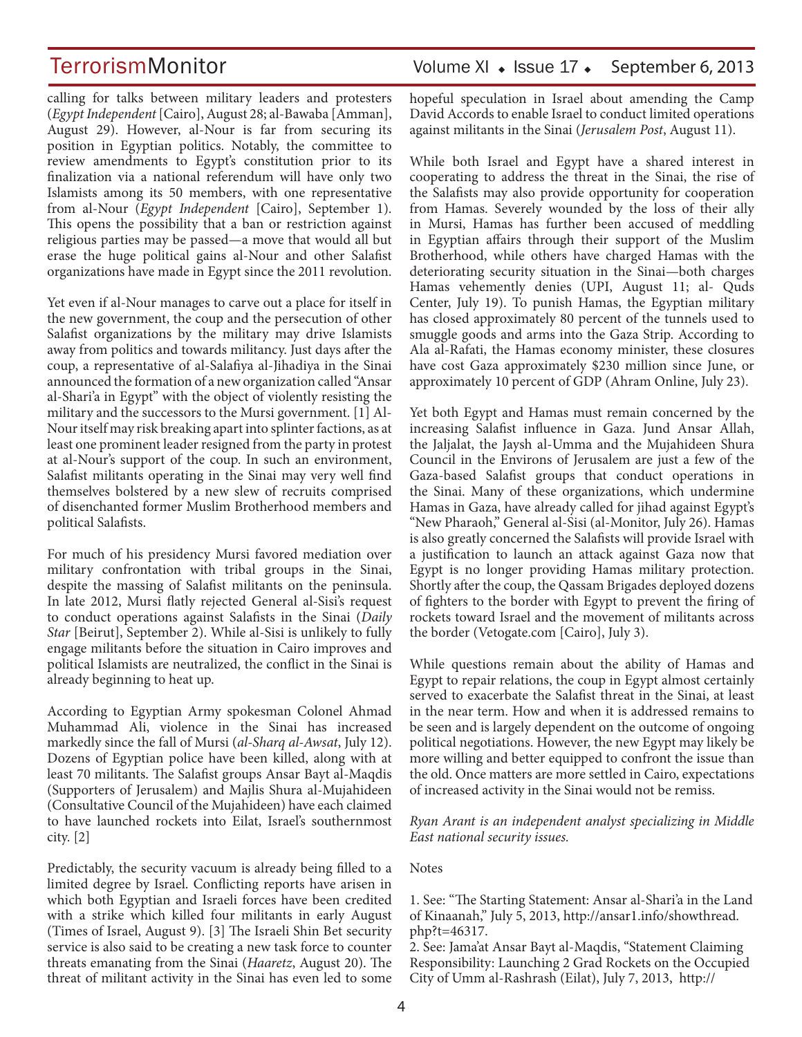calling for talks between military leaders and protesters (*Egypt Independent* [Cairo], August 28; al-Bawaba [Amman], August 29). However, al-Nour is far from securing its position in Egyptian politics. Notably, the committee to review amendments to Egypt's constitution prior to its finalization via a national referendum will have only two Islamists among its 50 members, with one representative from al-Nour (*Egypt Independent* [Cairo], September 1). This opens the possibility that a ban or restriction against religious parties may be passed—a move that would all but erase the huge political gains al-Nour and other Salafist organizations have made in Egypt since the 2011 revolution.

Yet even if al-Nour manages to carve out a place for itself in the new government, the coup and the persecution of other Salafist organizations by the military may drive Islamists away from politics and towards militancy. Just days after the coup, a representative of al-Salafiya al-Jihadiya in the Sinai announced the formation of a new organization called "Ansar al-Shari'a in Egypt" with the object of violently resisting the military and the successors to the Mursi government. [1] Al-Nour itself may risk breaking apart into splinter factions, as at least one prominent leader resigned from the party in protest at al-Nour's support of the coup. In such an environment, Salafist militants operating in the Sinai may very well find themselves bolstered by a new slew of recruits comprised of disenchanted former Muslim Brotherhood members and political Salafists.

For much of his presidency Mursi favored mediation over military confrontation with tribal groups in the Sinai, despite the massing of Salafist militants on the peninsula. In late 2012, Mursi flatly rejected General al-Sisi's request to conduct operations against Salafists in the Sinai (*Daily Star* [Beirut], September 2). While al-Sisi is unlikely to fully engage militants before the situation in Cairo improves and political Islamists are neutralized, the conflict in the Sinai is already beginning to heat up.

According to Egyptian Army spokesman Colonel Ahmad Muhammad Ali, violence in the Sinai has increased markedly since the fall of Mursi (*al-Sharq al-Awsat*, July 12). Dozens of Egyptian police have been killed, along with at least 70 militants. The Salafist groups Ansar Bayt al-Maqdis (Supporters of Jerusalem) and Majlis Shura al-Mujahideen (Consultative Council of the Mujahideen) have each claimed to have launched rockets into Eilat, Israel's southernmost city. [2]

Predictably, the security vacuum is already being filled to a limited degree by Israel. Conflicting reports have arisen in which both Egyptian and Israeli forces have been credited with a strike which killed four militants in early August (Times of Israel, August 9). [3] The Israeli Shin Bet security service is also said to be creating a new task force to counter threats emanating from the Sinai (*Haaretz*, August 20). The threat of militant activity in the Sinai has even led to some hopeful speculation in Israel about amending the Camp David Accords to enable Israel to conduct limited operations against militants in the Sinai (*Jerusalem Post*, August 11).

While both Israel and Egypt have a shared interest in cooperating to address the threat in the Sinai, the rise of the Salafists may also provide opportunity for cooperation from Hamas. Severely wounded by the loss of their ally in Mursi, Hamas has further been accused of meddling in Egyptian affairs through their support of the Muslim Brotherhood, while others have charged Hamas with the deteriorating security situation in the Sinai—both charges Hamas vehemently denies (UPI, August 11; al- Quds Center, July 19). To punish Hamas, the Egyptian military has closed approximately 80 percent of the tunnels used to smuggle goods and arms into the Gaza Strip. According to Ala al-Rafati, the Hamas economy minister, these closures have cost Gaza approximately $230 million since June, or approximately 10 percent of GDP (Ahram Online, July 23).

Yet both Egypt and Hamas must remain concerned by the increasing Salafist influence in Gaza. Jund Ansar Allah, the Jaljalat, the Jaysh al-Umma and the Mujahideen Shura Council in the Environs of Jerusalem are just a few of the Gaza-based Salafist groups that conduct operations in the Sinai. Many of these organizations, which undermine Hamas in Gaza, have already called for jihad against Egypt's "New Pharaoh," General al-Sisi (al-Monitor, July 26). Hamas is also greatly concerned the Salafists will provide Israel with a justification to launch an attack against Gaza now that Egypt is no longer providing Hamas military protection. Shortly after the coup, the Qassam Brigades deployed dozens of fighters to the border with Egypt to prevent the firing of rockets toward Israel and the movement of militants across the border (Vetogate.com [Cairo], July 3).

While questions remain about the ability of Hamas and Egypt to repair relations, the coup in Egypt almost certainly served to exacerbate the Salafist threat in the Sinai, at least in the near term. How and when it is addressed remains to be seen and is largely dependent on the outcome of ongoing political negotiations. However, the new Egypt may likely be more willing and better equipped to confront the issue than the old. Once matters are more settled in Cairo, expectations of increased activity in the Sinai would not be remiss.

*Ryan Arant is an independent analyst specializing in Middle East national security issues.*

Notes

1. See: "The Starting Statement: Ansar al-Shari'a in the Land of Kinaanah," July 5, 2013, http://ansar1.info/showthread.php?t=46317.
2. See: Jama'at Ansar Bayt al-Maqdis, "Statement Claiming Responsibility: Launching 2 Grad Rockets on the Occupied City of Umm al-Rashrash (Eilat), July 7, 2013, http://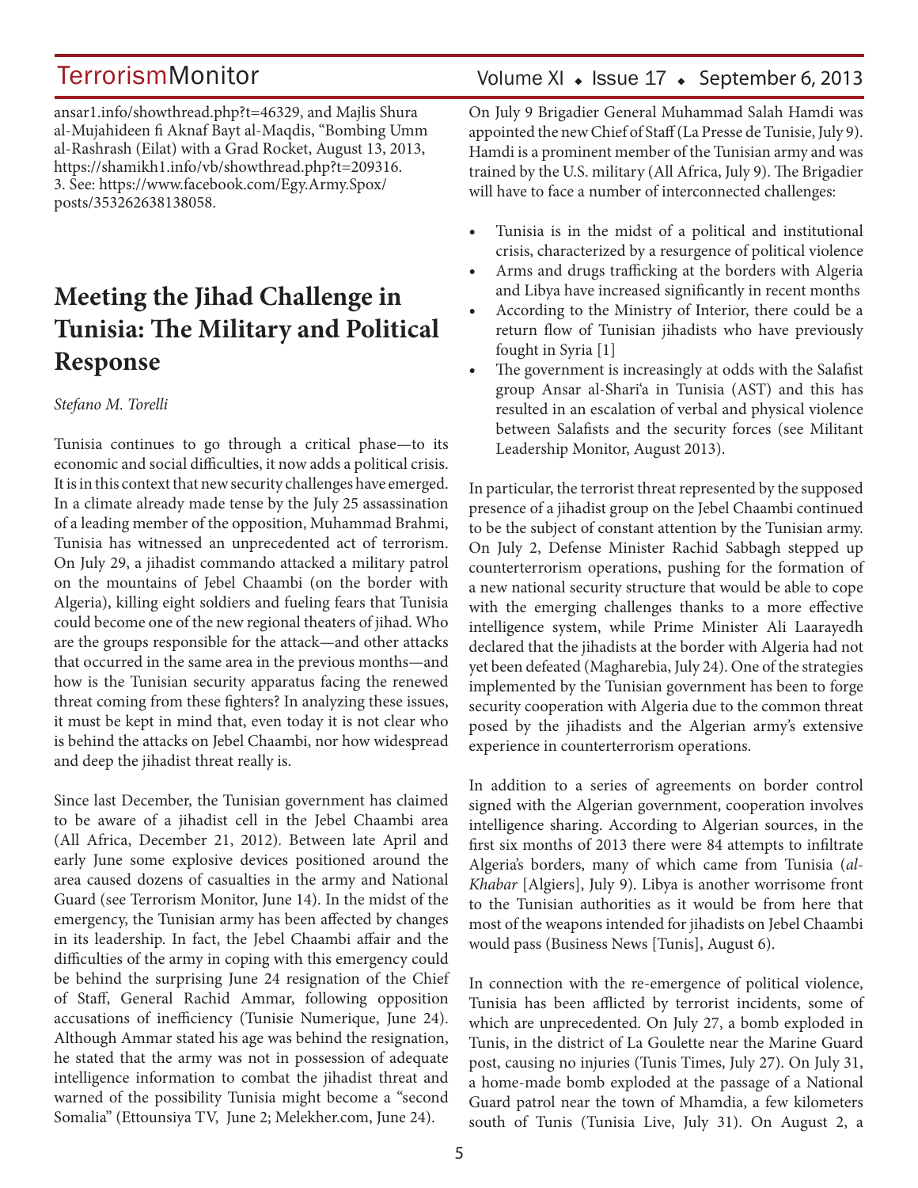ansar1.info/showthread.php?t=46329, and Majlis Shura al-Mujahideen fi Aknaf Bayt al-Maqdis, "Bombing Umm al-Rashrash (Eilat) with a Grad Rocket, August 13, 2013, https://shamikh1.info/vb/showthread.php?t=209316.
3. See: https://www.facebook.com/Egy.Army.Spox/posts/353262638138058.

# Meeting the Jihad Challenge in Tunisia: The Military and Political Response

*Stefano M. Torelli*

Tunisia continues to go through a critical phase—to its economic and social difficulties, it now adds a political crisis. It is in this context that new security challenges have emerged. In a climate already made tense by the July 25 assassination of a leading member of the opposition, Muhammad Brahmi, Tunisia has witnessed an unprecedented act of terrorism. On July 29, a jihadist commando attacked a military patrol on the mountains of Jebel Chaambi (on the border with Algeria), killing eight soldiers and fueling fears that Tunisia could become one of the new regional theaters of jihad. Who are the groups responsible for the attack—and other attacks that occurred in the same area in the previous months—and how is the Tunisian security apparatus facing the renewed threat coming from these fighters? In analyzing these issues, it must be kept in mind that, even today it is not clear who is behind the attacks on Jebel Chaambi, nor how widespread and deep the jihadist threat really is.

Since last December, the Tunisian government has claimed to be aware of a jihadist cell in the Jebel Chaambi area (All Africa, December 21, 2012). Between late April and early June some explosive devices positioned around the area caused dozens of casualties in the army and National Guard (see Terrorism Monitor, June 14). In the midst of the emergency, the Tunisian army has been affected by changes in its leadership. In fact, the Jebel Chaambi affair and the difficulties of the army in coping with this emergency could be behind the surprising June 24 resignation of the Chief of Staff, General Rachid Ammar, following opposition accusations of inefficiency (Tunisie Numerique, June 24). Although Ammar stated his age was behind the resignation, he stated that the army was not in possession of adequate intelligence information to combat the jihadist threat and warned of the possibility Tunisia might become a "second Somalia" (Ettounsiya TV, June 2; Melekher.com, June 24).

On July 9 Brigadier General Muhammad Salah Hamdi was appointed the new Chief of Staff (La Presse de Tunisie, July 9). Hamdi is a prominent member of the Tunisian army and was trained by the U.S. military (All Africa, July 9). The Brigadier will have to face a number of interconnected challenges:

- Tunisia is in the midst of a political and institutional crisis, characterized by a resurgence of political violence
- Arms and drugs trafficking at the borders with Algeria and Libya have increased significantly in recent months
- According to the Ministry of Interior, there could be a return flow of Tunisian jihadists who have previously fought in Syria [1]
- The government is increasingly at odds with the Salafist group Ansar al-Shari'a in Tunisia (AST) and this has resulted in an escalation of verbal and physical violence between Salafists and the security forces (see Militant Leadership Monitor, August 2013).

In particular, the terrorist threat represented by the supposed presence of a jihadist group on the Jebel Chaambi continued to be the subject of constant attention by the Tunisian army. On July 2, Defense Minister Rachid Sabbagh stepped up counterterrorism operations, pushing for the formation of a new national security structure that would be able to cope with the emerging challenges thanks to a more effective intelligence system, while Prime Minister Ali Laarayedh declared that the jihadists at the border with Algeria had not yet been defeated (Magharebia, July 24). One of the strategies implemented by the Tunisian government has been to forge security cooperation with Algeria due to the common threat posed by the jihadists and the Algerian army's extensive experience in counterterrorism operations.

In addition to a series of agreements on border control signed with the Algerian government, cooperation involves intelligence sharing. According to Algerian sources, in the first six months of 2013 there were 84 attempts to infiltrate Algeria's borders, many of which came from Tunisia (*al-Khabar* [Algiers], July 9). Libya is another worrisome front to the Tunisian authorities as it would be from here that most of the weapons intended for jihadists on Jebel Chaambi would pass (Business News [Tunis], August 6).

In connection with the re-emergence of political violence, Tunisia has been afflicted by terrorist incidents, some of which are unprecedented. On July 27, a bomb exploded in Tunis, in the district of La Goulette near the Marine Guard post, causing no injuries (Tunis Times, July 27). On July 31, a home-made bomb exploded at the passage of a National Guard patrol near the town of Mhamdia, a few kilometers south of Tunis (Tunisia Live, July 31). On August 2, a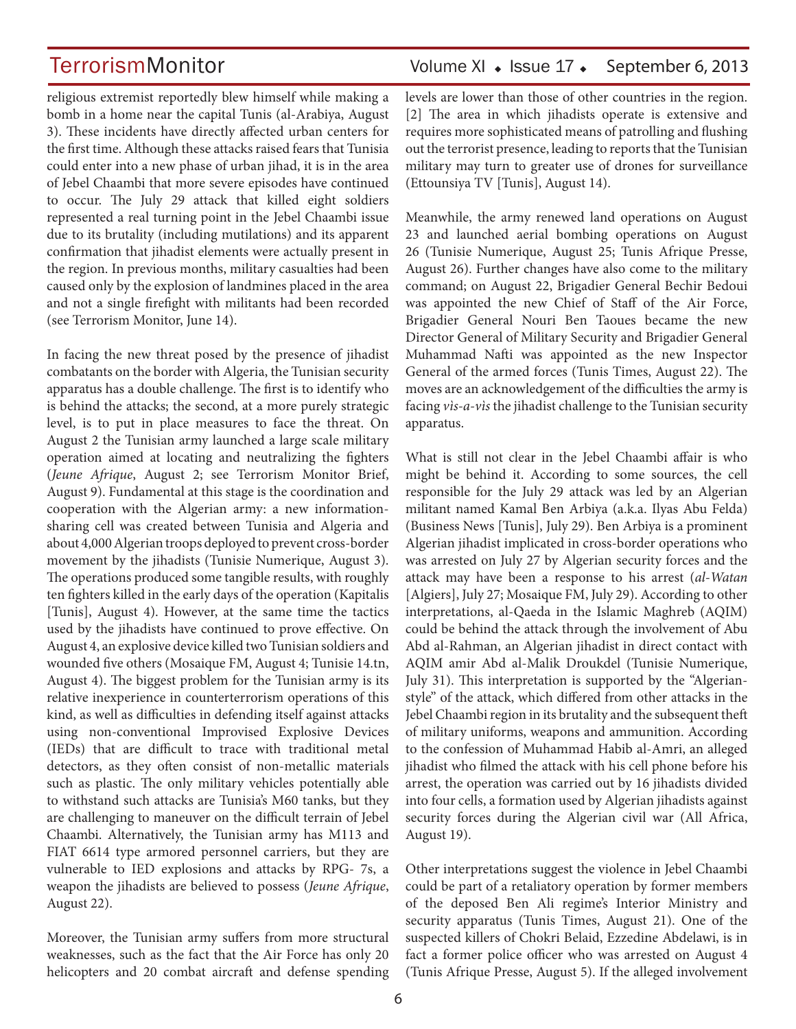religious extremist reportedly blew himself while making a bomb in a home near the capital Tunis (al-Arabiya, August 3). These incidents have directly affected urban centers for the first time. Although these attacks raised fears that Tunisia could enter into a new phase of urban jihad, it is in the area of Jebel Chaambi that more severe episodes have continued to occur. The July 29 attack that killed eight soldiers represented a real turning point in the Jebel Chaambi issue due to its brutality (including mutilations) and its apparent confirmation that jihadist elements were actually present in the region. In previous months, military casualties had been caused only by the explosion of landmines placed in the area and not a single firefight with militants had been recorded (see Terrorism Monitor, June 14).

In facing the new threat posed by the presence of jihadist combatants on the border with Algeria, the Tunisian security apparatus has a double challenge. The first is to identify who is behind the attacks; the second, at a more purely strategic level, is to put in place measures to face the threat. On August 2 the Tunisian army launched a large scale military operation aimed at locating and neutralizing the fighters (*Jeune Afrique*, August 2; see Terrorism Monitor Brief, August 9). Fundamental at this stage is the coordination and cooperation with the Algerian army: a new information-sharing cell was created between Tunisia and Algeria and about 4,000 Algerian troops deployed to prevent cross-border movement by the jihadists (Tunisie Numerique, August 3). The operations produced some tangible results, with roughly ten fighters killed in the early days of the operation (Kapitalis [Tunis], August 4). However, at the same time the tactics used by the jihadists have continued to prove effective. On August 4, an explosive device killed two Tunisian soldiers and wounded five others (Mosaique FM, August 4; Tunisie 14.tn, August 4). The biggest problem for the Tunisian army is its relative inexperience in counterterrorism operations of this kind, as well as difficulties in defending itself against attacks using non-conventional Improvised Explosive Devices (IEDs) that are difficult to trace with traditional metal detectors, as they often consist of non-metallic materials such as plastic. The only military vehicles potentially able to withstand such attacks are Tunisia's M60 tanks, but they are challenging to maneuver on the difficult terrain of Jebel Chaambi. Alternatively, the Tunisian army has M113 and FIAT 6614 type armored personnel carriers, but they are vulnerable to IED explosions and attacks by RPG- 7s, a weapon the jihadists are believed to possess (*Jeune Afrique*, August 22).

Moreover, the Tunisian army suffers from more structural weaknesses, such as the fact that the Air Force has only 20 helicopters and 20 combat aircraft and defense spending levels are lower than those of other countries in the region. [2] The area in which jihadists operate is extensive and requires more sophisticated means of patrolling and flushing out the terrorist presence, leading to reports that the Tunisian military may turn to greater use of drones for surveillance (Ettounsiya TV [Tunis], August 14).

Meanwhile, the army renewed land operations on August 23 and launched aerial bombing operations on August 26 (Tunisie Numerique, August 25; Tunis Afrique Presse, August 26). Further changes have also come to the military command; on August 22, Brigadier General Bechir Bedoui was appointed the new Chief of Staff of the Air Force, Brigadier General Nouri Ben Taoues became the new Director General of Military Security and Brigadier General Muhammad Nafti was appointed as the new Inspector General of the armed forces (Tunis Times, August 22). The moves are an acknowledgement of the difficulties the army is facing *vìs-a-vìs* the jihadist challenge to the Tunisian security apparatus.

What is still not clear in the Jebel Chaambi affair is who might be behind it. According to some sources, the cell responsible for the July 29 attack was led by an Algerian militant named Kamal Ben Arbiya (a.k.a. Ilyas Abu Felda) (Business News [Tunis], July 29). Ben Arbiya is a prominent Algerian jihadist implicated in cross-border operations who was arrested on July 27 by Algerian security forces and the attack may have been a response to his arrest (*al-Watan* [Algiers], July 27; Mosaique FM, July 29). According to other interpretations, al-Qaeda in the Islamic Maghreb (AQIM) could be behind the attack through the involvement of Abu Abd al-Rahman, an Algerian jihadist in direct contact with AQIM amir Abd al-Malik Droukdel (Tunisie Numerique, July 31). This interpretation is supported by the "Algerian-style" of the attack, which differed from other attacks in the Jebel Chaambi region in its brutality and the subsequent theft of military uniforms, weapons and ammunition. According to the confession of Muhammad Habib al-Amri, an alleged jihadist who filmed the attack with his cell phone before his arrest, the operation was carried out by 16 jihadists divided into four cells, a formation used by Algerian jihadists against security forces during the Algerian civil war (All Africa, August 19).

Other interpretations suggest the violence in Jebel Chaambi could be part of a retaliatory operation by former members of the deposed Ben Ali regime's Interior Ministry and security apparatus (Tunis Times, August 21). One of the suspected killers of Chokri Belaid, Ezzedine Abdelawi, is in fact a former police officer who was arrested on August 4 (Tunis Afrique Presse, August 5). If the alleged involvement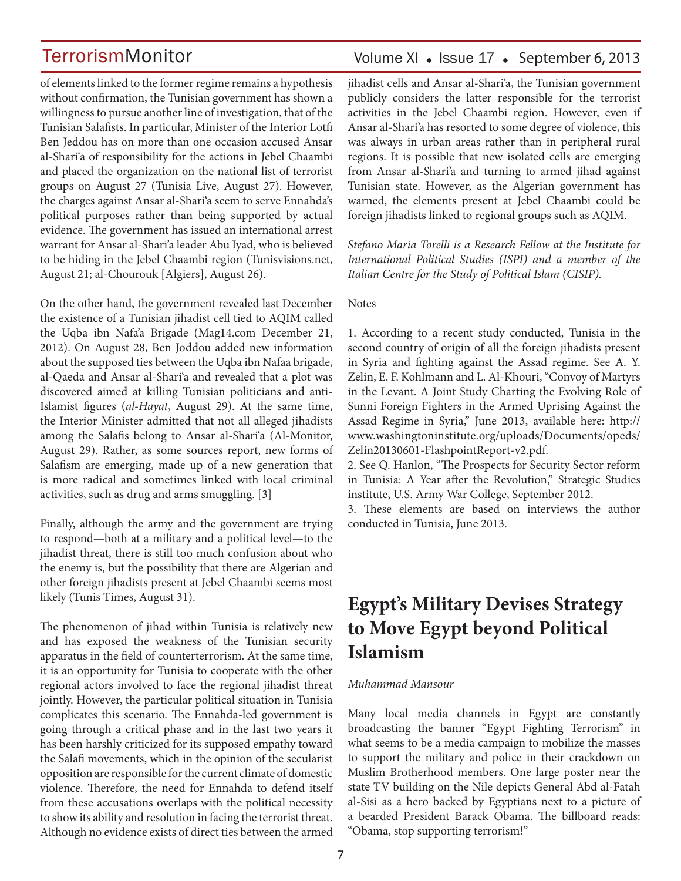of elements linked to the former regime remains a hypothesis without confirmation, the Tunisian government has shown a willingness to pursue another line of investigation, that of the Tunisian Salafists. In particular, Minister of the Interior Lotfi Ben Jeddou has on more than one occasion accused Ansar al-Shari'a of responsibility for the actions in Jebel Chaambi and placed the organization on the national list of terrorist groups on August 27 (Tunisia Live, August 27). However, the charges against Ansar al-Shari'a seem to serve Ennahda's political purposes rather than being supported by actual evidence. The government has issued an international arrest warrant for Ansar al-Shari'a leader Abu Iyad, who is believed to be hiding in the Jebel Chaambi region (Tunisvisions.net, August 21; al-Chourouk [Algiers], August 26).

On the other hand, the government revealed last December the existence of a Tunisian jihadist cell tied to AQIM called the Uqba ibn Nafa'a Brigade (Mag14.com December 21, 2012). On August 28, Ben Joddou added new information about the supposed ties between the Uqba ibn Nafaa brigade, al-Qaeda and Ansar al-Shari'a and revealed that a plot was discovered aimed at killing Tunisian politicians and anti-Islamist figures (*al-Hayat*, August 29). At the same time, the Interior Minister admitted that not all alleged jihadists among the Salafis belong to Ansar al-Shari'a (Al-Monitor, August 29). Rather, as some sources report, new forms of Salafism are emerging, made up of a new generation that is more radical and sometimes linked with local criminal activities, such as drug and arms smuggling. [3]

Finally, although the army and the government are trying to respond—both at a military and a political level—to the jihadist threat, there is still too much confusion about who the enemy is, but the possibility that there are Algerian and other foreign jihadists present at Jebel Chaambi seems most likely (Tunis Times, August 31).

The phenomenon of jihad within Tunisia is relatively new and has exposed the weakness of the Tunisian security apparatus in the field of counterterrorism. At the same time, it is an opportunity for Tunisia to cooperate with the other regional actors involved to face the regional jihadist threat jointly. However, the particular political situation in Tunisia complicates this scenario. The Ennahda-led government is going through a critical phase and in the last two years it has been harshly criticized for its supposed empathy toward the Salafi movements, which in the opinion of the secularist opposition are responsible for the current climate of domestic violence. Therefore, the need for Ennahda to defend itself from these accusations overlaps with the political necessity to show its ability and resolution in facing the terrorist threat. Although no evidence exists of direct ties between the armed jihadist cells and Ansar al-Shari'a, the Tunisian government publicly considers the latter responsible for the terrorist activities in the Jebel Chaambi region. However, even if Ansar al-Shari'a has resorted to some degree of violence, this was always in urban areas rather than in peripheral rural regions. It is possible that new isolated cells are emerging from Ansar al-Shari'a and turning to armed jihad against Tunisian state. However, as the Algerian government has warned, the elements present at Jebel Chaambi could be foreign jihadists linked to regional groups such as AQIM.

*Stefano Maria Torelli is a Research Fellow at the Institute for International Political Studies (ISPI) and a member of the Italian Centre for the Study of Political Islam (CISIP).*

Notes

1. According to a recent study conducted, Tunisia in the second country of origin of all the foreign jihadists present in Syria and fighting against the Assad regime. See A. Y. Zelin, E. F. Kohlmann and L. Al-Khouri, "Convoy of Martyrs in the Levant. A Joint Study Charting the Evolving Role of Sunni Foreign Fighters in the Armed Uprising Against the Assad Regime in Syria," June 2013, available here: http://www.washingtoninstitute.org/uploads/Documents/opeds/Zelin20130601-FlashpointReport-v2.pdf.
2. See Q. Hanlon, "The Prospects for Security Sector reform in Tunisia: A Year after the Revolution," Strategic Studies institute, U.S. Army War College, September 2012.
3. These elements are based on interviews the author conducted in Tunisia, June 2013.

# Egypt's Military Devises Strategy to Move Egypt beyond Political Islamism

*Muhammad Mansour*

Many local media channels in Egypt are constantly broadcasting the banner "Egypt Fighting Terrorism" in what seems to be a media campaign to mobilize the masses to support the military and police in their crackdown on Muslim Brotherhood members. One large poster near the state TV building on the Nile depicts General Abd al-Fatah al-Sisi as a hero backed by Egyptians next to a picture of a bearded President Barack Obama. The billboard reads: "Obama, stop supporting terrorism!"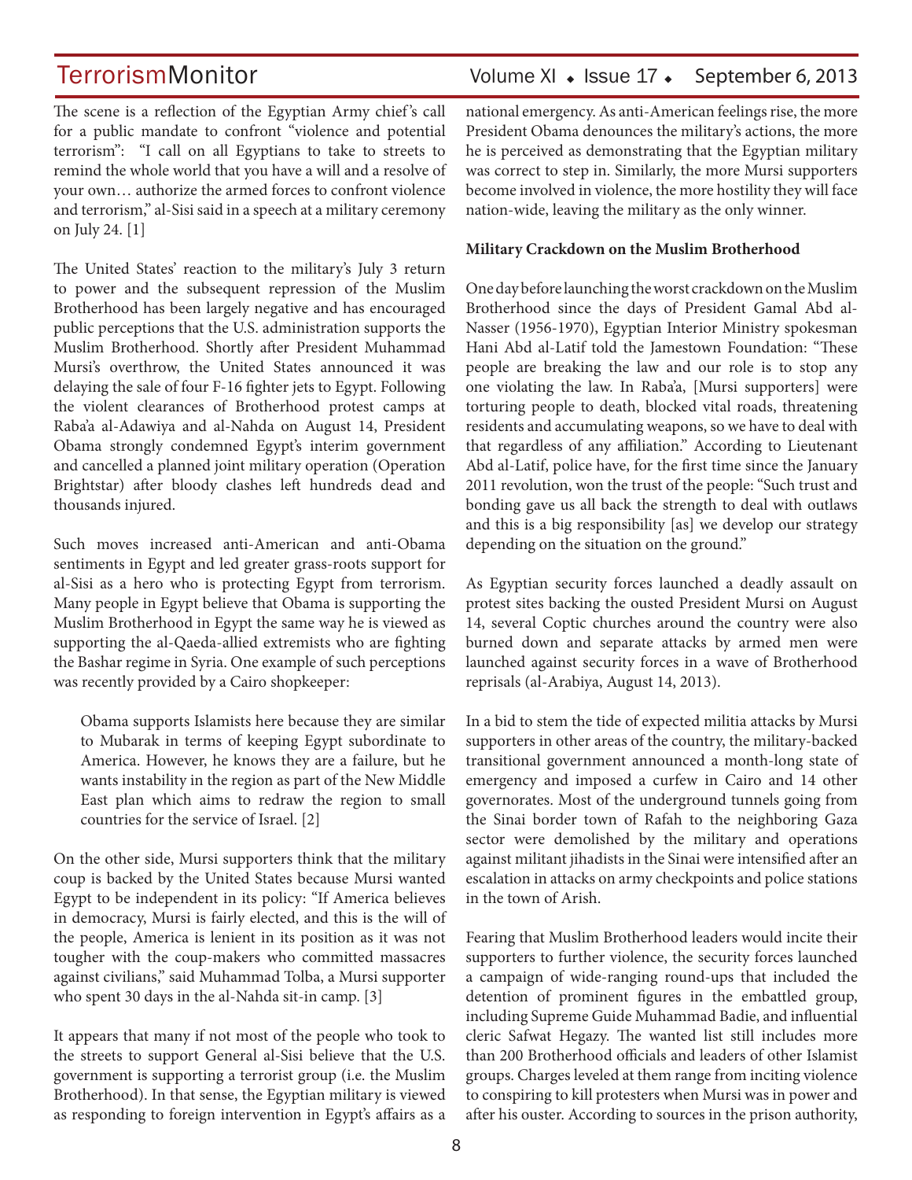The scene is a reflection of the Egyptian Army chief's call for a public mandate to confront "violence and potential terrorism": "I call on all Egyptians to take to streets to remind the whole world that you have a will and a resolve of your own… authorize the armed forces to confront violence and terrorism," al-Sisi said in a speech at a military ceremony on July 24. [1]

The United States' reaction to the military's July 3 return to power and the subsequent repression of the Muslim Brotherhood has been largely negative and has encouraged public perceptions that the U.S. administration supports the Muslim Brotherhood. Shortly after President Muhammad Mursi's overthrow, the United States announced it was delaying the sale of four F-16 fighter jets to Egypt. Following the violent clearances of Brotherhood protest camps at Raba'a al-Adawiya and al-Nahda on August 14, President Obama strongly condemned Egypt's interim government and cancelled a planned joint military operation (Operation Brightstar) after bloody clashes left hundreds dead and thousands injured.

Such moves increased anti-American and anti-Obama sentiments in Egypt and led greater grass-roots support for al-Sisi as a hero who is protecting Egypt from terrorism. Many people in Egypt believe that Obama is supporting the Muslim Brotherhood in Egypt the same way he is viewed as supporting the al-Qaeda-allied extremists who are fighting the Bashar regime in Syria. One example of such perceptions was recently provided by a Cairo shopkeeper:

> Obama supports Islamists here because they are similar to Mubarak in terms of keeping Egypt subordinate to America. However, he knows they are a failure, but he wants instability in the region as part of the New Middle East plan which aims to redraw the region to small countries for the service of Israel. [2]

On the other side, Mursi supporters think that the military coup is backed by the United States because Mursi wanted Egypt to be independent in its policy: "If America believes in democracy, Mursi is fairly elected, and this is the will of the people, America is lenient in its position as it was not tougher with the coup-makers who committed massacres against civilians," said Muhammad Tolba, a Mursi supporter who spent 30 days in the al-Nahda sit-in camp. [3]

It appears that many if not most of the people who took to the streets to support General al-Sisi believe that the U.S. government is supporting a terrorist group (i.e. the Muslim Brotherhood). In that sense, the Egyptian military is viewed as responding to foreign intervention in Egypt's affairs as a national emergency. As anti-American feelings rise, the more President Obama denounces the military's actions, the more he is perceived as demonstrating that the Egyptian military was correct to step in. Similarly, the more Mursi supporters become involved in violence, the more hostility they will face nation-wide, leaving the military as the only winner.

**Military Crackdown on the Muslim Brotherhood**

One day before launching the worst crackdown on the Muslim Brotherhood since the days of President Gamal Abd al-Nasser (1956-1970), Egyptian Interior Ministry spokesman Hani Abd al-Latif told the Jamestown Foundation: "These people are breaking the law and our role is to stop any one violating the law. In Raba'a, [Mursi supporters] were torturing people to death, blocked vital roads, threatening residents and accumulating weapons, so we have to deal with that regardless of any affiliation." According to Lieutenant Abd al-Latif, police have, for the first time since the January 2011 revolution, won the trust of the people: "Such trust and bonding gave us all back the strength to deal with outlaws and this is a big responsibility [as] we develop our strategy depending on the situation on the ground."

As Egyptian security forces launched a deadly assault on protest sites backing the ousted President Mursi on August 14, several Coptic churches around the country were also burned down and separate attacks by armed men were launched against security forces in a wave of Brotherhood reprisals (al-Arabiya, August 14, 2013).

In a bid to stem the tide of expected militia attacks by Mursi supporters in other areas of the country, the military-backed transitional government announced a month-long state of emergency and imposed a curfew in Cairo and 14 other governorates. Most of the underground tunnels going from the Sinai border town of Rafah to the neighboring Gaza sector were demolished by the military and operations against militant jihadists in the Sinai were intensified after an escalation in attacks on army checkpoints and police stations in the town of Arish.

Fearing that Muslim Brotherhood leaders would incite their supporters to further violence, the security forces launched a campaign of wide-ranging round-ups that included the detention of prominent figures in the embattled group, including Supreme Guide Muhammad Badie, and influential cleric Safwat Hegazy. The wanted list still includes more than 200 Brotherhood officials and leaders of other Islamist groups. Charges leveled at them range from inciting violence to conspiring to kill protesters when Mursi was in power and after his ouster. According to sources in the prison authority,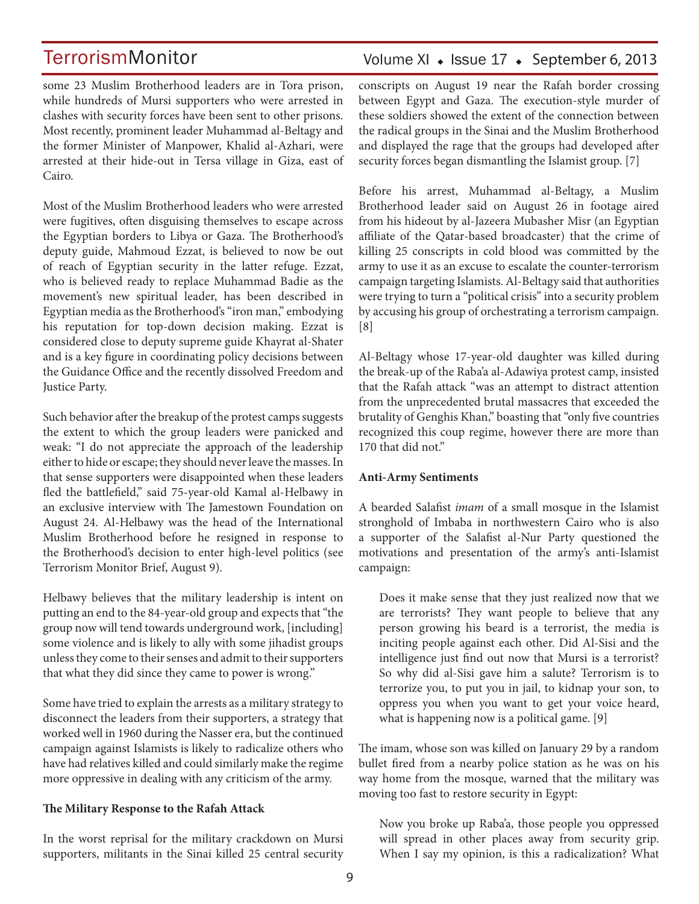some 23 Muslim Brotherhood leaders are in Tora prison, while hundreds of Mursi supporters who were arrested in clashes with security forces have been sent to other prisons. Most recently, prominent leader Muhammad al-Beltagy and the former Minister of Manpower, Khalid al-Azhari, were arrested at their hide-out in Tersa village in Giza, east of Cairo.

Most of the Muslim Brotherhood leaders who were arrested were fugitives, often disguising themselves to escape across the Egyptian borders to Libya or Gaza. The Brotherhood's deputy guide, Mahmoud Ezzat, is believed to now be out of reach of Egyptian security in the latter refuge. Ezzat, who is believed ready to replace Muhammad Badie as the movement's new spiritual leader, has been described in Egyptian media as the Brotherhood's "iron man," embodying his reputation for top-down decision making. Ezzat is considered close to deputy supreme guide Khayrat al-Shater and is a key figure in coordinating policy decisions between the Guidance Office and the recently dissolved Freedom and Justice Party.

Such behavior after the breakup of the protest camps suggests the extent to which the group leaders were panicked and weak: "I do not appreciate the approach of the leadership either to hide or escape; they should never leave the masses. In that sense supporters were disappointed when these leaders fled the battlefield," said 75-year-old Kamal al-Helbawy in an exclusive interview with The Jamestown Foundation on August 24. Al-Helbawy was the head of the International Muslim Brotherhood before he resigned in response to the Brotherhood's decision to enter high-level politics (see Terrorism Monitor Brief, August 9).

Helbawy believes that the military leadership is intent on putting an end to the 84-year-old group and expects that "the group now will tend towards underground work, [including] some violence and is likely to ally with some jihadist groups unless they come to their senses and admit to their supporters that what they did since they came to power is wrong."

Some have tried to explain the arrests as a military strategy to disconnect the leaders from their supporters, a strategy that worked well in 1960 during the Nasser era, but the continued campaign against Islamists is likely to radicalize others who have had relatives killed and could similarly make the regime more oppressive in dealing with any criticism of the army.

**The Military Response to the Rafah Attack**

In the worst reprisal for the military crackdown on Mursi supporters, militants in the Sinai killed 25 central security conscripts on August 19 near the Rafah border crossing between Egypt and Gaza. The execution-style murder of these soldiers showed the extent of the connection between the radical groups in the Sinai and the Muslim Brotherhood and displayed the rage that the groups had developed after security forces began dismantling the Islamist group. [7]

Before his arrest, Muhammad al-Beltagy, a Muslim Brotherhood leader said on August 26 in footage aired from his hideout by al-Jazeera Mubasher Misr (an Egyptian affiliate of the Qatar-based broadcaster) that the crime of killing 25 conscripts in cold blood was committed by the army to use it as an excuse to escalate the counter-terrorism campaign targeting Islamists. Al-Beltagy said that authorities were trying to turn a "political crisis" into a security problem by accusing his group of orchestrating a terrorism campaign. [8]

Al-Beltagy whose 17-year-old daughter was killed during the break-up of the Raba'a al-Adawiya protest camp, insisted that the Rafah attack "was an attempt to distract attention from the unprecedented brutal massacres that exceeded the brutality of Genghis Khan," boasting that "only five countries recognized this coup regime, however there are more than 170 that did not."

**Anti-Army Sentiments**

A bearded Salafist *imam* of a small mosque in the Islamist stronghold of Imbaba in northwestern Cairo who is also a supporter of the Salafist al-Nur Party questioned the motivations and presentation of the army's anti-Islamist campaign:

> Does it make sense that they just realized now that we are terrorists? They want people to believe that any person growing his beard is a terrorist, the media is inciting people against each other. Did Al-Sisi and the intelligence just find out now that Mursi is a terrorist? So why did al-Sisi gave him a salute? Terrorism is to terrorize you, to put you in jail, to kidnap your son, to oppress you when you want to get your voice heard, what is happening now is a political game. [9]

The imam, whose son was killed on January 29 by a random bullet fired from a nearby police station as he was on his way home from the mosque, warned that the military was moving too fast to restore security in Egypt:

> Now you broke up Raba'a, those people you oppressed will spread in other places away from security grip. When I say my opinion, is this a radicalization? What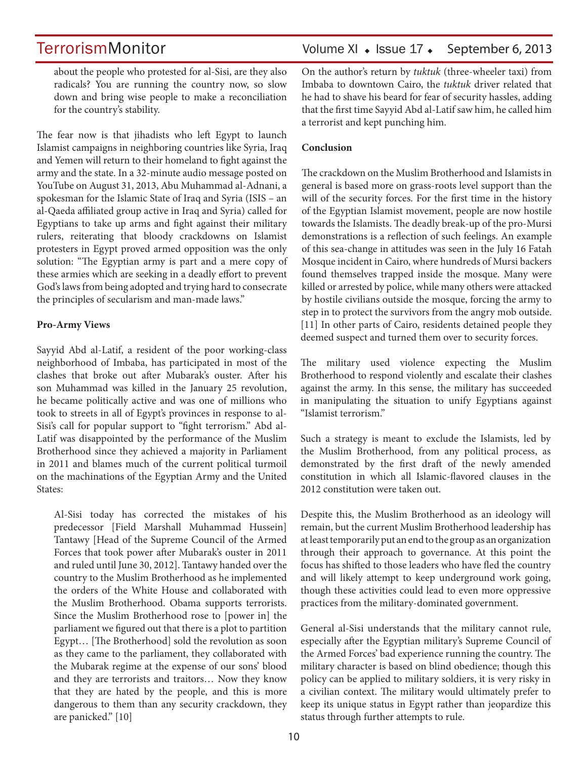about the people who protested for al-Sisi, are they also radicals? You are running the country now, so slow down and bring wise people to make a reconciliation for the country's stability.

The fear now is that jihadists who left Egypt to launch Islamist campaigns in neighboring countries like Syria, Iraq and Yemen will return to their homeland to fight against the army and the state. In a 32-minute audio message posted on YouTube on August 31, 2013, Abu Muhammad al-Adnani, a spokesman for the Islamic State of Iraq and Syria (ISIS – an al-Qaeda affiliated group active in Iraq and Syria) called for Egyptians to take up arms and fight against their military rulers, reiterating that bloody crackdowns on Islamist protesters in Egypt proved armed opposition was the only solution: "The Egyptian army is part and a mere copy of these armies which are seeking in a deadly effort to prevent God's laws from being adopted and trying hard to consecrate the principles of secularism and man-made laws."

**Pro-Army Views**

Sayyid Abd al-Latif, a resident of the poor working-class neighborhood of Imbaba, has participated in most of the clashes that broke out after Mubarak's ouster. After his son Muhammad was killed in the January 25 revolution, he became politically active and was one of millions who took to streets in all of Egypt's provinces in response to al-Sisi's call for popular support to "fight terrorism." Abd al-Latif was disappointed by the performance of the Muslim Brotherhood since they achieved a majority in Parliament in 2011 and blames much of the current political turmoil on the machinations of the Egyptian Army and the United States:

> Al-Sisi today has corrected the mistakes of his predecessor [Field Marshall Muhammad Hussein] Tantawy [Head of the Supreme Council of the Armed Forces that took power after Mubarak's ouster in 2011 and ruled until June 30, 2012]. Tantawy handed over the country to the Muslim Brotherhood as he implemented the orders of the White House and collaborated with the Muslim Brotherhood. Obama supports terrorists. Since the Muslim Brotherhood rose to [power in] the parliament we figured out that there is a plot to partition Egypt… [The Brotherhood] sold the revolution as soon as they came to the parliament, they collaborated with the Mubarak regime at the expense of our sons' blood and they are terrorists and traitors… Now they know that they are hated by the people, and this is more dangerous to them than any security crackdown, they are panicked." [10]

On the author's return by *tuktuk* (three-wheeler taxi) from Imbaba to downtown Cairo, the *tuktuk* driver related that he had to shave his beard for fear of security hassles, adding that the first time Sayyid Abd al-Latif saw him, he called him a terrorist and kept punching him.

**Conclusion**

The crackdown on the Muslim Brotherhood and Islamists in general is based more on grass-roots level support than the will of the security forces. For the first time in the history of the Egyptian Islamist movement, people are now hostile towards the Islamists. The deadly break-up of the pro-Mursi demonstrations is a reflection of such feelings. An example of this sea-change in attitudes was seen in the July 16 Fatah Mosque incident in Cairo, where hundreds of Mursi backers found themselves trapped inside the mosque. Many were killed or arrested by police, while many others were attacked by hostile civilians outside the mosque, forcing the army to step in to protect the survivors from the angry mob outside. [11] In other parts of Cairo, residents detained people they deemed suspect and turned them over to security forces.

The military used violence expecting the Muslim Brotherhood to respond violently and escalate their clashes against the army. In this sense, the military has succeeded in manipulating the situation to unify Egyptians against "Islamist terrorism."

Such a strategy is meant to exclude the Islamists, led by the Muslim Brotherhood, from any political process, as demonstrated by the first draft of the newly amended constitution in which all Islamic-flavored clauses in the 2012 constitution were taken out.

Despite this, the Muslim Brotherhood as an ideology will remain, but the current Muslim Brotherhood leadership has at least temporarily put an end to the group as an organization through their approach to governance. At this point the focus has shifted to those leaders who have fled the country and will likely attempt to keep underground work going, though these activities could lead to even more oppressive practices from the military-dominated government.

General al-Sisi understands that the military cannot rule, especially after the Egyptian military's Supreme Council of the Armed Forces' bad experience running the country. The military character is based on blind obedience; though this policy can be applied to military soldiers, it is very risky in a civilian context. The military would ultimately prefer to keep its unique status in Egypt rather than jeopardize this status through further attempts to rule.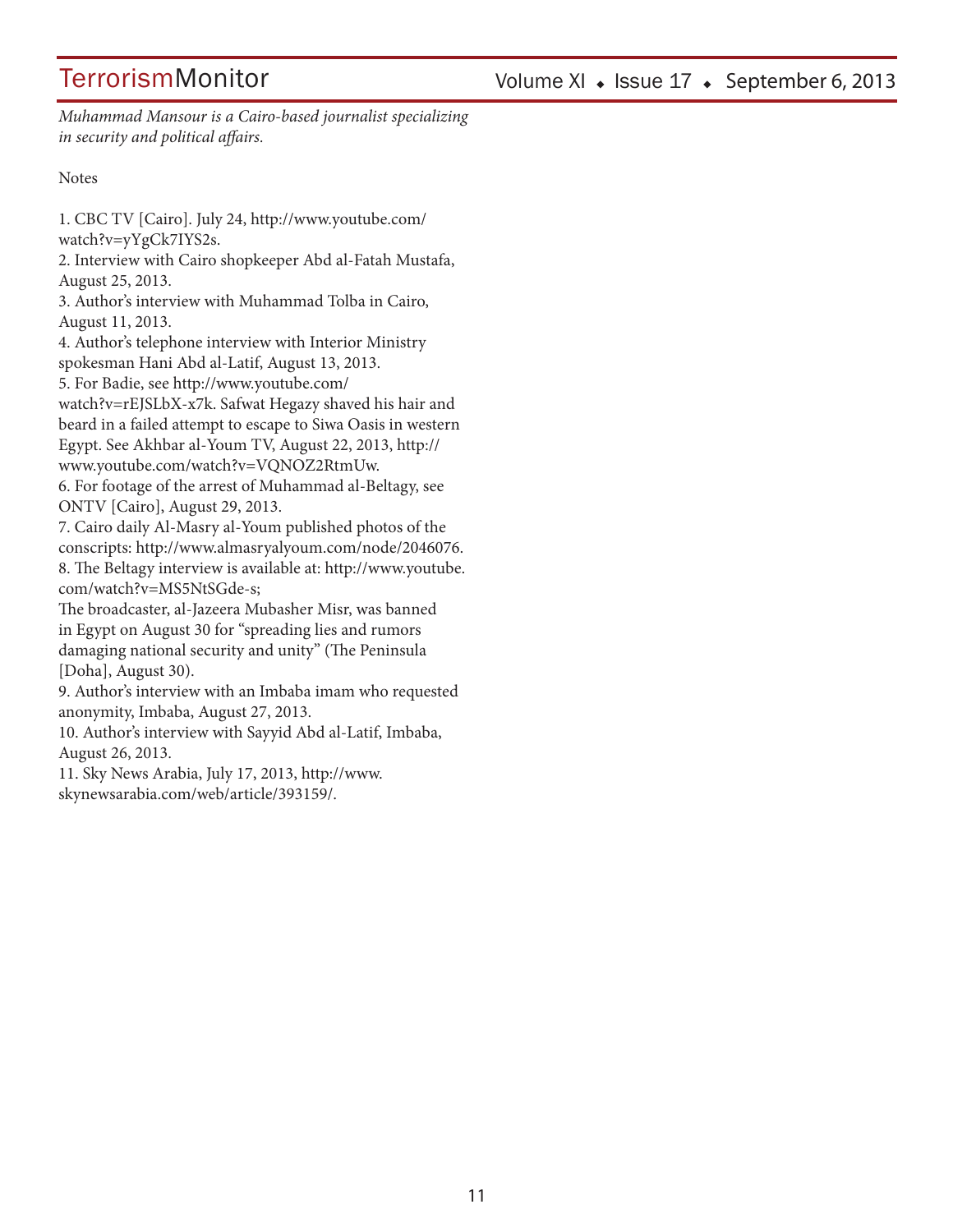*Muhammad Mansour is a Cairo-based journalist specializing in security and political affairs.*

Notes

1. CBC TV [Cairo]. July 24, http://www.youtube.com/watch?v=yYgCk7IYS2s.
2. Interview with Cairo shopkeeper Abd al-Fatah Mustafa, August 25, 2013.
3. Author's interview with Muhammad Tolba in Cairo, August 11, 2013.
4. Author's telephone interview with Interior Ministry spokesman Hani Abd al-Latif, August 13, 2013.
5. For Badie, see http://www.youtube.com/watch?v=rEJSLbX-x7k. Safwat Hegazy shaved his hair and beard in a failed attempt to escape to Siwa Oasis in western Egypt. See Akhbar al-Youm TV, August 22, 2013, http://www.youtube.com/watch?v=VQNOZ2RtmUw.
6. For footage of the arrest of Muhammad al-Beltagy, see ONTV [Cairo], August 29, 2013.
7. Cairo daily Al-Masry al-Youm published photos of the conscripts: http://www.almasryalyoum.com/node/2046076.
8. The Beltagy interview is available at: http://www.youtube.com/watch?v=MS5NtSGde-s;
The broadcaster, al-Jazeera Mubasher Misr, was banned in Egypt on August 30 for "spreading lies and rumors damaging national security and unity" (The Peninsula [Doha], August 30).
9. Author's interview with an Imbaba imam who requested anonymity, Imbaba, August 27, 2013.
10. Author's interview with Sayyid Abd al-Latif, Imbaba, August 26, 2013.
11. Sky News Arabia, July 17, 2013, http://www.skynewsarabia.com/web/article/393159/.